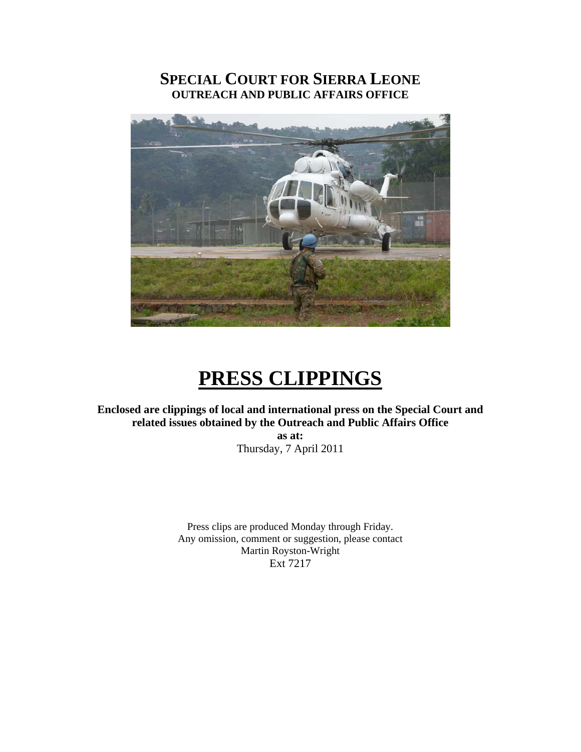# SPECIAL COURT FOR SIERRA LEONE

**OUTREACH AND PUBLIC AFFAIRS OFFICE**

# PRESS CLIPPINGS

**Enclosed are clippings of local and international press on the Special Court and related issues obtained by the Outreach and Public Affairs Office**

**as at:**

Thursday, 7 April 2011

Press clips are produced Monday through Friday.
Any omission, comment or suggestion, please contact
Martin Royston-Wright
Ext 7217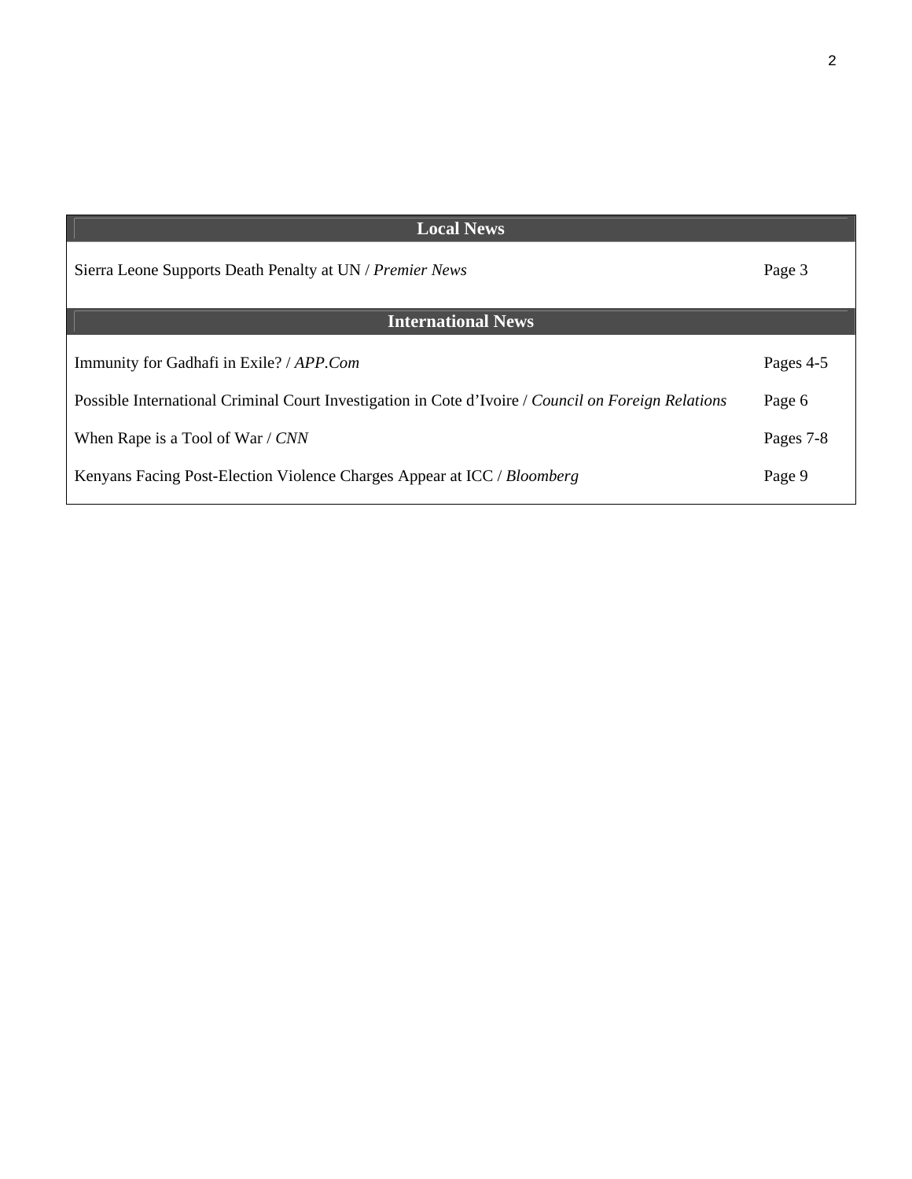| Local News | |
|---|---|
| Sierra Leone Supports Death Penalty at UN / *Premier News* | Page 3 |
| **International News** | |
| Immunity for Gadhafi in Exile? / *APP.Com* | Pages 4-5 |
| Possible International Criminal Court Investigation in Cote d'Ivoire / *Council on Foreign Relations* | Page 6 |
| When Rape is a Tool of War / *CNN* | Pages 7-8 |
| Kenyans Facing Post-Election Violence Charges Appear at ICC / *Bloomberg* | Page 9 |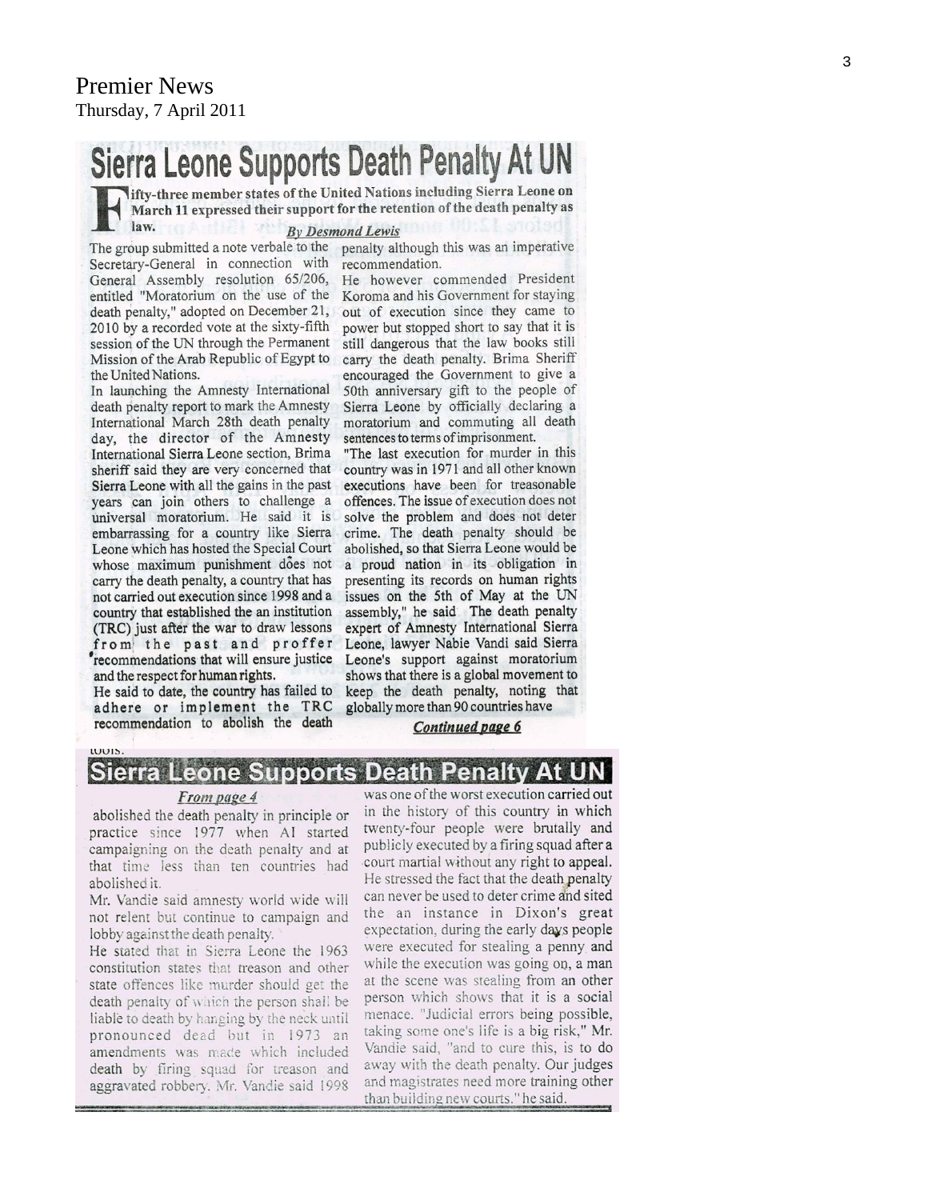Premier News

Thursday, 7 April 2011

# Sierra Leone Supports Death Penalty At UN

**Fifty-three member states of the United Nations including Sierra Leone on March 11 expressed their support for the retention of the death penalty as law.**

***By Desmond Lewis***

The group submitted a note verbale to the Secretary-General in connection with General Assembly resolution 65/206, entitled "Moratorium on the use of the death penalty," adopted on December 21, 2010 by a recorded vote at the sixty-fifth session of the UN through the Permanent Mission of the Arab Republic of Egypt to the United Nations.

In launching the Amnesty International death penalty report to mark the Amnesty International March 28th death penalty day, the director of the Amnesty International Sierra Leone section, Brima sheriff said they are very concerned that Sierra Leone with all the gains in the past years can join others to challenge a universal moratorium. He said it is embarrassing for a country like Sierra Leone which has hosted the Special Court whose maximum punishment dôes not carry the death penalty, a country that has not carried out execution since 1998 and a country that established the an institution (TRC) just after the war to draw lessons from the past and proffer recommendations that will ensure justice and the respect for human rights.

He said to date, the country has failed to adhere or implement the TRC recommendation to abolish the death penalty although this was an imperative recommendation.

He however commended President Koroma and his Government for staying out of execution since they came to power but stopped short to say that it is still dangerous that the law books still carry the death penalty. Brima Sheriff encouraged the Government to give a 50th anniversary gift to the people of Sierra Leone by officially declaring a moratorium and commuting all death sentences to terms of imprisonment.

"The last execution for murder in this country was in 1971 and all other known executions have been for treasonable offences. The issue of execution does not solve the problem and does not deter crime. The death penalty should be abolished, so that Sierra Leone would be a proud nation in its obligation in presenting its records on human rights issues on the 5th of May at the UN assembly," he said The death penalty expert of Amnesty International Sierra Leone, lawyer Nabie Vandi said Sierra Leone's support against moratorium shows that there is a global movement to keep the death penalty, noting that globally more than 90 countries have

***Continued page 6***

## Sierra Leone Supports Death Penalty At UN

***From page 4***

abolished the death penalty in principle or practice since 1977 when AI started campaigning on the death penalty and at that time less than ten countries had abolished it.

Mr. Vandie said amnesty world wide will not relent but continue to campaign and lobby against the death penalty.

He stated that in Sierra Leone the 1963 constitution states that treason and other state offences like murder should get the death penalty of which the person shall be liable to death by hanging by the neck until pronounced dead but in 1973 an amendments was made which included death by firing squad for treason and aggravated robbery. Mr. Vandie said 1998 was one of the worst execution carried out in the history of this country in which twenty-four people were brutally and publicly executed by a firing squad after a court martial without any right to appeal. He stressed the fact that the death penalty can never be used to deter crime and sited the an instance in Dixon's great expectation, during the early days people were executed for stealing a penny and while the execution was going on, a man at the scene was stealing from an other person which shows that it is a social menace. "Judicial errors being possible, taking some one's life is a big risk," Mr. Vandie said, "and to cure this, is to do away with the death penalty. Our judges and magistrates need more training other than building new courts." he said.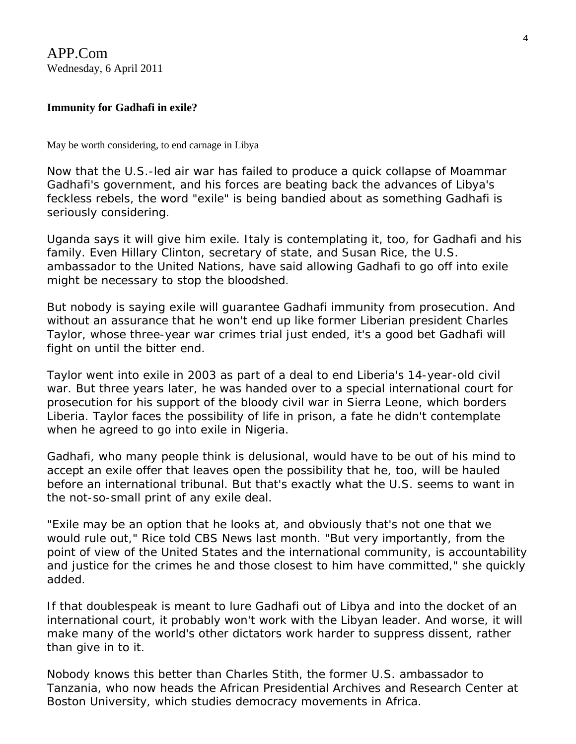APP.Com
Wednesday, 6 April 2011

**Immunity for Gadhafi in exile?**

May be worth considering, to end carnage in Libya

Now that the U.S.-led air war has failed to produce a quick collapse of Moammar Gadhafi's government, and his forces are beating back the advances of Libya's feckless rebels, the word "exile" is being bandied about as something Gadhafi is seriously considering.

Uganda says it will give him exile. Italy is contemplating it, too, for Gadhafi and his family. Even Hillary Clinton, secretary of state, and Susan Rice, the U.S. ambassador to the United Nations, have said allowing Gadhafi to go off into exile might be necessary to stop the bloodshed.

But nobody is saying exile will guarantee Gadhafi immunity from prosecution. And without an assurance that he won't end up like former Liberian president Charles Taylor, whose three-year war crimes trial just ended, it's a good bet Gadhafi will fight on until the bitter end.

Taylor went into exile in 2003 as part of a deal to end Liberia's 14-year-old civil war. But three years later, he was handed over to a special international court for prosecution for his support of the bloody civil war in Sierra Leone, which borders Liberia. Taylor faces the possibility of life in prison, a fate he didn't contemplate when he agreed to go into exile in Nigeria.

Gadhafi, who many people think is delusional, would have to be out of his mind to accept an exile offer that leaves open the possibility that he, too, will be hauled before an international tribunal. But that's exactly what the U.S. seems to want in the not-so-small print of any exile deal.

"Exile may be an option that he looks at, and obviously that's not one that we would rule out," Rice told CBS News last month. "But very importantly, from the point of view of the United States and the international community, is accountability and justice for the crimes he and those closest to him have committed," she quickly added.

If that doublespeak is meant to lure Gadhafi out of Libya and into the docket of an international court, it probably won't work with the Libyan leader. And worse, it will make many of the world's other dictators work harder to suppress dissent, rather than give in to it.

Nobody knows this better than Charles Stith, the former U.S. ambassador to Tanzania, who now heads the African Presidential Archives and Research Center at Boston University, which studies democracy movements in Africa.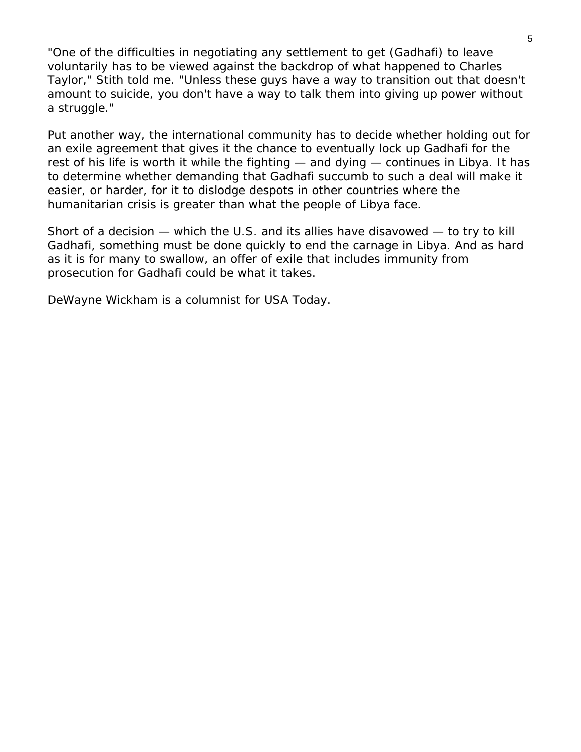"One of the difficulties in negotiating any settlement to get (Gadhafi) to leave voluntarily has to be viewed against the backdrop of what happened to Charles Taylor," Stith told me. "Unless these guys have a way to transition out that doesn't amount to suicide, you don't have a way to talk them into giving up power without a struggle."

Put another way, the international community has to decide whether holding out for an exile agreement that gives it the chance to eventually lock up Gadhafi for the rest of his life is worth it while the fighting — and dying — continues in Libya. It has to determine whether demanding that Gadhafi succumb to such a deal will make it easier, or harder, for it to dislodge despots in other countries where the humanitarian crisis is greater than what the people of Libya face.

Short of a decision — which the U.S. and its allies have disavowed — to try to kill Gadhafi, something must be done quickly to end the carnage in Libya. And as hard as it is for many to swallow, an offer of exile that includes immunity from prosecution for Gadhafi could be what it takes.

DeWayne Wickham is a columnist for USA Today.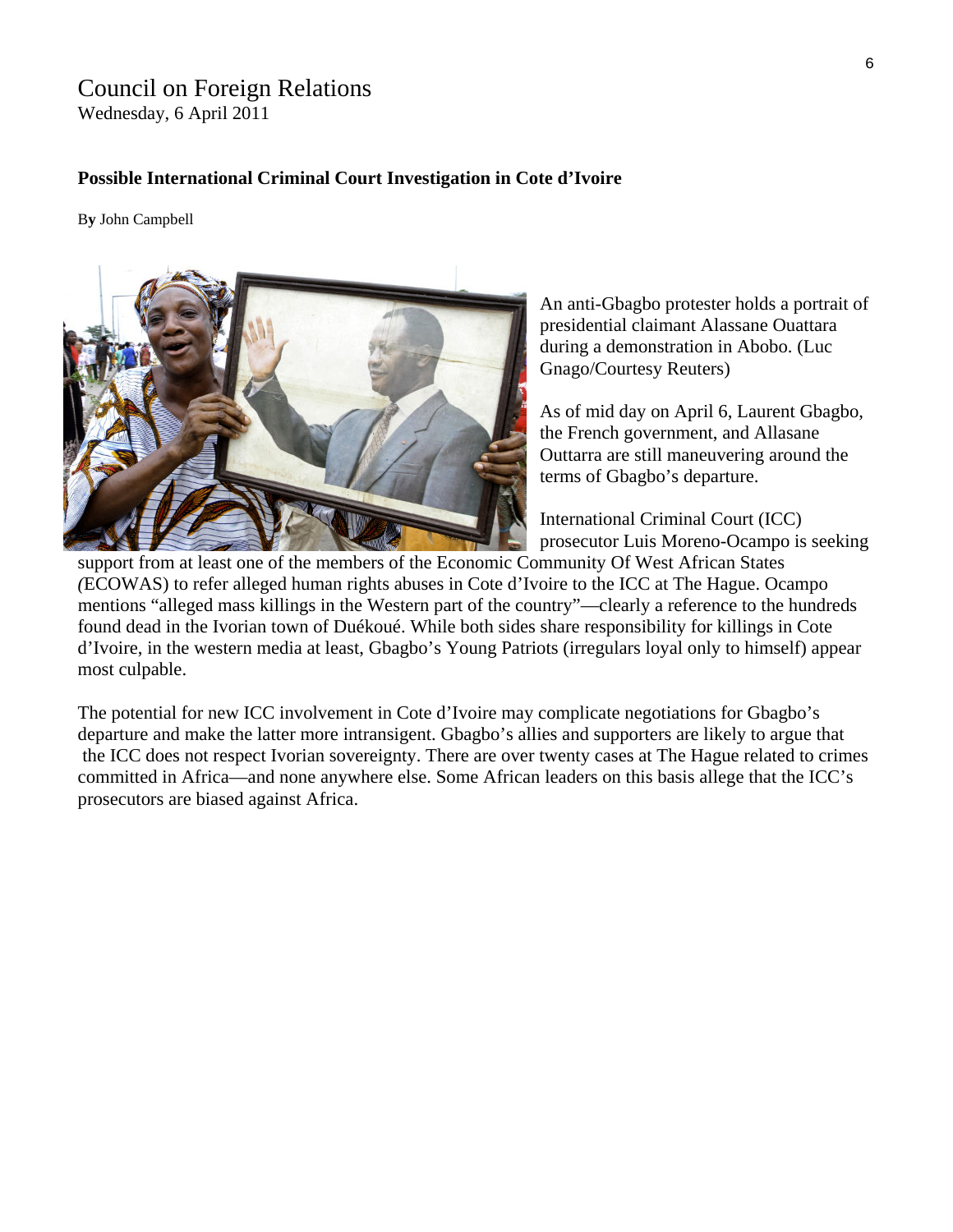# Council on Foreign Relations

Wednesday, 6 April 2011

### Possible International Criminal Court Investigation in Cote d'Ivoire

By John Campbell

An anti-Gbagbo protester holds a portrait of presidential claimant Alassane Ouattara during a demonstration in Abobo. (Luc Gnago/Courtesy Reuters)

As of mid day on April 6, Laurent Gbagbo, the French government, and Allasane Outtarra are still maneuvering around the terms of Gbagbo's departure.

International Criminal Court (ICC) prosecutor Luis Moreno-Ocampo is seeking support from at least one of the members of the Economic Community Of West African States (ECOWAS) to refer alleged human rights abuses in Cote d'Ivoire to the ICC at The Hague. Ocampo mentions "alleged mass killings in the Western part of the country"—clearly a reference to the hundreds found dead in the Ivorian town of Duékoué. While both sides share responsibility for killings in Cote d'Ivoire, in the western media at least, Gbagbo's Young Patriots (irregulars loyal only to himself) appear most culpable.

The potential for new ICC involvement in Cote d'Ivoire may complicate negotiations for Gbagbo's departure and make the latter more intransigent. Gbagbo's allies and supporters are likely to argue that the ICC does not respect Ivorian sovereignty. There are over twenty cases at The Hague related to crimes committed in Africa—and none anywhere else. Some African leaders on this basis allege that the ICC's prosecutors are biased against Africa.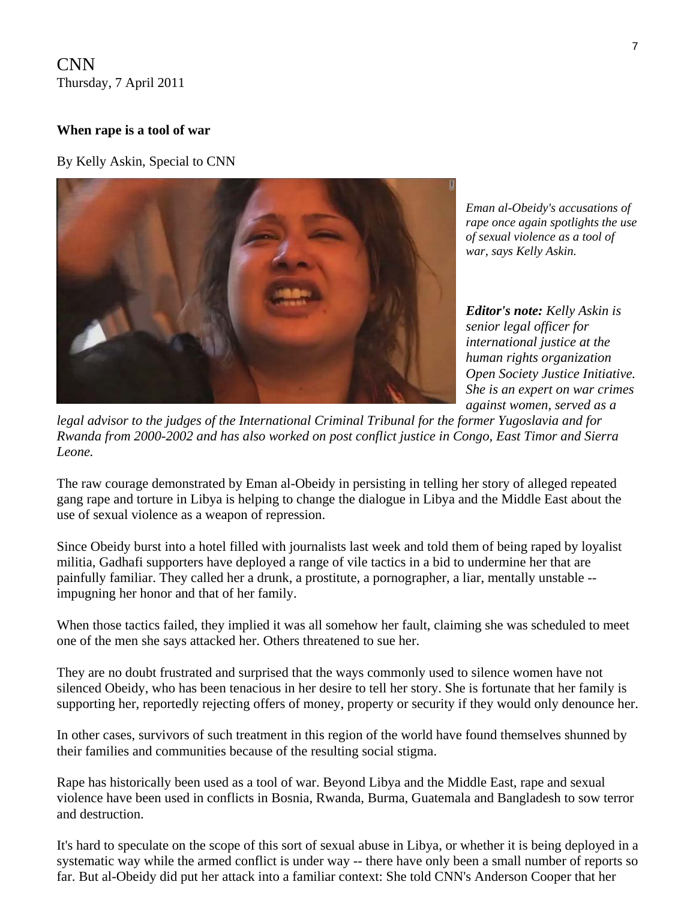CNN
Thursday, 7 April 2011

**When rape is a tool of war**

By Kelly Askin, Special to CNN

*Eman al-Obeidy's accusations of rape once again spotlights the use of sexual violence as a tool of war, says Kelly Askin.*

***Editor's note:** Kelly Askin is senior legal officer for international justice at the human rights organization Open Society Justice Initiative. She is an expert on war crimes against women, served as a legal advisor to the judges of the International Criminal Tribunal for the former Yugoslavia and for Rwanda from 2000-2002 and has also worked on post conflict justice in Congo, East Timor and Sierra Leone.*

The raw courage demonstrated by Eman al-Obeidy in persisting in telling her story of alleged repeated gang rape and torture in Libya is helping to change the dialogue in Libya and the Middle East about the use of sexual violence as a weapon of repression.

Since Obeidy burst into a hotel filled with journalists last week and told them of being raped by loyalist militia, Gadhafi supporters have deployed a range of vile tactics in a bid to undermine her that are painfully familiar. They called her a drunk, a prostitute, a pornographer, a liar, mentally unstable -- impugning her honor and that of her family.

When those tactics failed, they implied it was all somehow her fault, claiming she was scheduled to meet one of the men she says attacked her. Others threatened to sue her.

They are no doubt frustrated and surprised that the ways commonly used to silence women have not silenced Obeidy, who has been tenacious in her desire to tell her story. She is fortunate that her family is supporting her, reportedly rejecting offers of money, property or security if they would only denounce her.

In other cases, survivors of such treatment in this region of the world have found themselves shunned by their families and communities because of the resulting social stigma.

Rape has historically been used as a tool of war. Beyond Libya and the Middle East, rape and sexual violence have been used in conflicts in Bosnia, Rwanda, Burma, Guatemala and Bangladesh to sow terror and destruction.

It's hard to speculate on the scope of this sort of sexual abuse in Libya, or whether it is being deployed in a systematic way while the armed conflict is under way -- there have only been a small number of reports so far. But al-Obeidy did put her attack into a familiar context: She told CNN's Anderson Cooper that her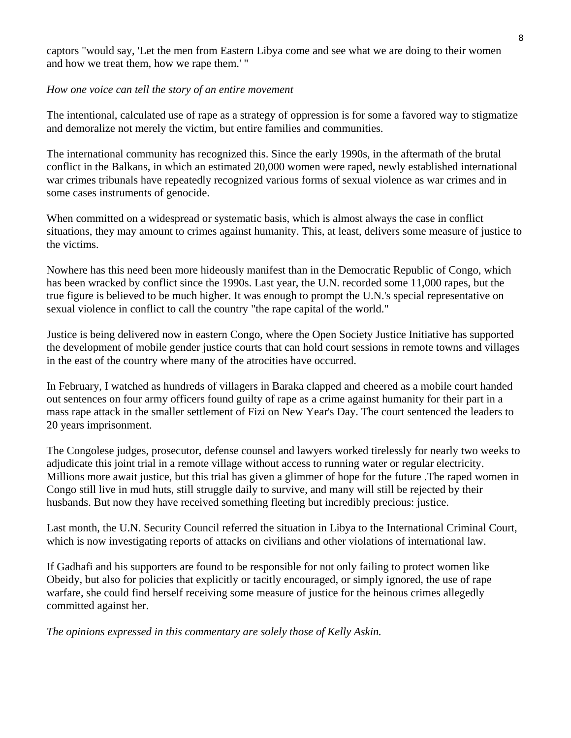captors "would say, 'Let the men from Eastern Libya come and see what we are doing to their women and how we treat them, how we rape them.' "

*How one voice can tell the story of an entire movement*

The intentional, calculated use of rape as a strategy of oppression is for some a favored way to stigmatize and demoralize not merely the victim, but entire families and communities.

The international community has recognized this. Since the early 1990s, in the aftermath of the brutal conflict in the Balkans, in which an estimated 20,000 women were raped, newly established international war crimes tribunals have repeatedly recognized various forms of sexual violence as war crimes and in some cases instruments of genocide.

When committed on a widespread or systematic basis, which is almost always the case in conflict situations, they may amount to crimes against humanity. This, at least, delivers some measure of justice to the victims.

Nowhere has this need been more hideously manifest than in the Democratic Republic of Congo, which has been wracked by conflict since the 1990s. Last year, the U.N. recorded some 11,000 rapes, but the true figure is believed to be much higher. It was enough to prompt the U.N.'s special representative on sexual violence in conflict to call the country "the rape capital of the world."

Justice is being delivered now in eastern Congo, where the Open Society Justice Initiative has supported the development of mobile gender justice courts that can hold court sessions in remote towns and villages in the east of the country where many of the atrocities have occurred.

In February, I watched as hundreds of villagers in Baraka clapped and cheered as a mobile court handed out sentences on four army officers found guilty of rape as a crime against humanity for their part in a mass rape attack in the smaller settlement of Fizi on New Year's Day. The court sentenced the leaders to 20 years imprisonment.

The Congolese judges, prosecutor, defense counsel and lawyers worked tirelessly for nearly two weeks to adjudicate this joint trial in a remote village without access to running water or regular electricity. Millions more await justice, but this trial has given a glimmer of hope for the future .The raped women in Congo still live in mud huts, still struggle daily to survive, and many will still be rejected by their husbands. But now they have received something fleeting but incredibly precious: justice.

Last month, the U.N. Security Council referred the situation in Libya to the International Criminal Court, which is now investigating reports of attacks on civilians and other violations of international law.

If Gadhafi and his supporters are found to be responsible for not only failing to protect women like Obeidy, but also for policies that explicitly or tacitly encouraged, or simply ignored, the use of rape warfare, she could find herself receiving some measure of justice for the heinous crimes allegedly committed against her.

*The opinions expressed in this commentary are solely those of Kelly Askin.*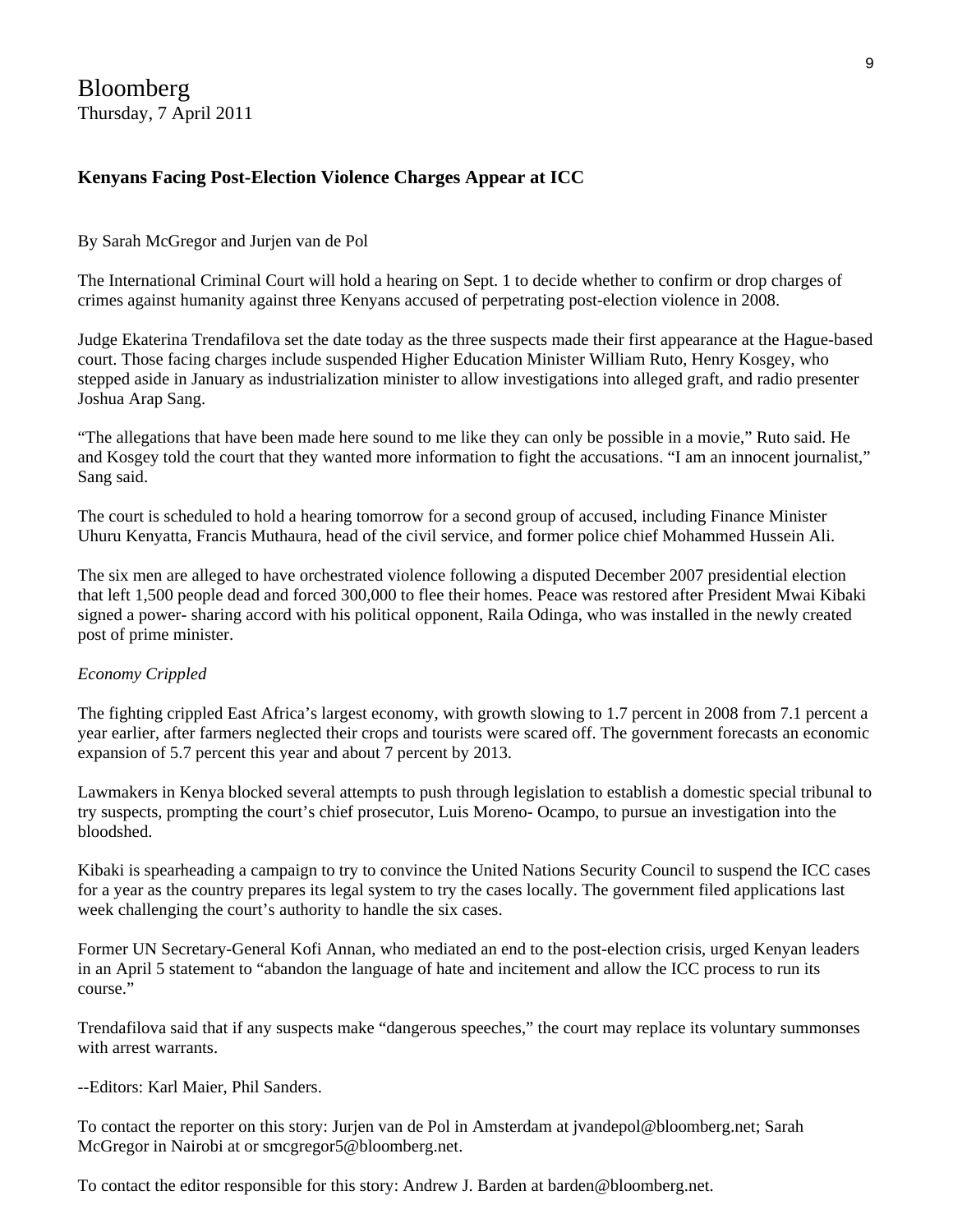Bloomberg
Thursday, 7 April 2011

**Kenyans Facing Post-Election Violence Charges Appear at ICC**

By Sarah McGregor and Jurjen van de Pol

The International Criminal Court will hold a hearing on Sept. 1 to decide whether to confirm or drop charges of crimes against humanity against three Kenyans accused of perpetrating post-election violence in 2008.

Judge Ekaterina Trendafilova set the date today as the three suspects made their first appearance at the Hague-based court. Those facing charges include suspended Higher Education Minister William Ruto, Henry Kosgey, who stepped aside in January as industrialization minister to allow investigations into alleged graft, and radio presenter Joshua Arap Sang.

"The allegations that have been made here sound to me like they can only be possible in a movie," Ruto said. He and Kosgey told the court that they wanted more information to fight the accusations. "I am an innocent journalist," Sang said.

The court is scheduled to hold a hearing tomorrow for a second group of accused, including Finance Minister Uhuru Kenyatta, Francis Muthaura, head of the civil service, and former police chief Mohammed Hussein Ali.

The six men are alleged to have orchestrated violence following a disputed December 2007 presidential election that left 1,500 people dead and forced 300,000 to flee their homes. Peace was restored after President Mwai Kibaki signed a power- sharing accord with his political opponent, Raila Odinga, who was installed in the newly created post of prime minister.

*Economy Crippled*

The fighting crippled East Africa's largest economy, with growth slowing to 1.7 percent in 2008 from 7.1 percent a year earlier, after farmers neglected their crops and tourists were scared off. The government forecasts an economic expansion of 5.7 percent this year and about 7 percent by 2013.

Lawmakers in Kenya blocked several attempts to push through legislation to establish a domestic special tribunal to try suspects, prompting the court's chief prosecutor, Luis Moreno- Ocampo, to pursue an investigation into the bloodshed.

Kibaki is spearheading a campaign to try to convince the United Nations Security Council to suspend the ICC cases for a year as the country prepares its legal system to try the cases locally. The government filed applications last week challenging the court's authority to handle the six cases.

Former UN Secretary-General Kofi Annan, who mediated an end to the post-election crisis, urged Kenyan leaders in an April 5 statement to "abandon the language of hate and incitement and allow the ICC process to run its course."

Trendafilova said that if any suspects make "dangerous speeches," the court may replace its voluntary summonses with arrest warrants.

--Editors: Karl Maier, Phil Sanders.

To contact the reporter on this story: Jurjen van de Pol in Amsterdam at jvandepol@bloomberg.net; Sarah McGregor in Nairobi at or smcgregor5@bloomberg.net.

To contact the editor responsible for this story: Andrew J. Barden at barden@bloomberg.net.